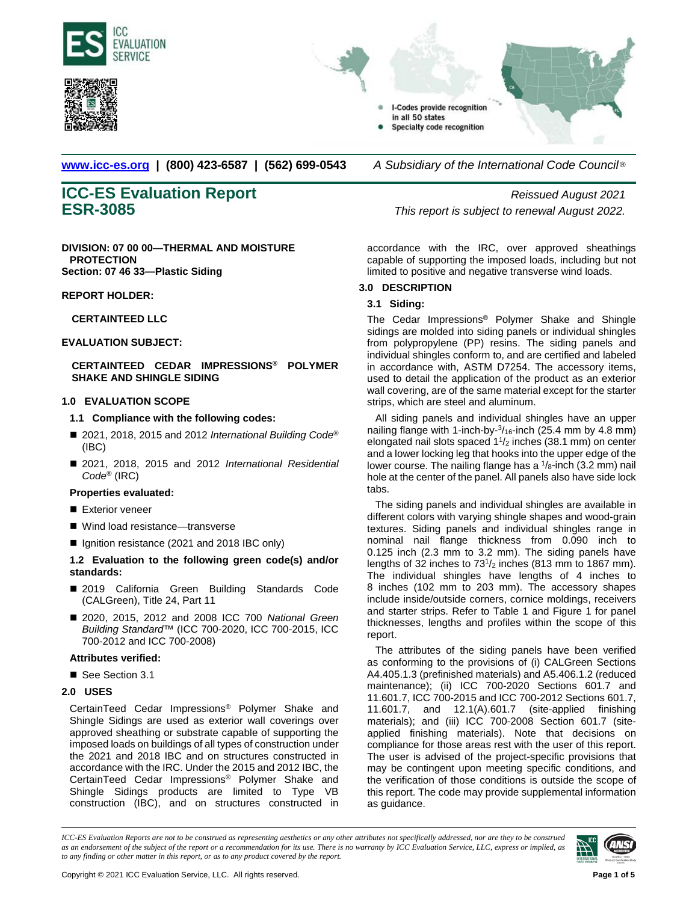www.icc-es.org | (800) 423-6587 | (562) 699-0543 *A Subsidiary of the International Code Council®*

# ICC-ES Evaluation Report ESR-3085

*Reissued August 2021*
*This report is subject to renewal August 2022.*

**DIVISION: 07 00 00—THERMAL AND MOISTURE PROTECTION**
**Section: 07 46 33—Plastic Siding**

**REPORT HOLDER:**

**CERTAINTEED LLC**

**EVALUATION SUBJECT:**

**CERTAINTEED CEDAR IMPRESSIONS® POLYMER SHAKE AND SHINGLE SIDING**

## 1.0 EVALUATION SCOPE

### 1.1 Compliance with the following codes:

- 2021, 2018, 2015 and 2012 *International Building Code®* (IBC)
- 2021, 2018, 2015 and 2012 *International Residential Code®* (IRC)

**Properties evaluated:**

- Exterior veneer
- Wind load resistance—transverse
- Ignition resistance (2021 and 2018 IBC only)

### 1.2 Evaluation to the following green code(s) and/or standards:

- 2019 California Green Building Standards Code (CALGreen), Title 24, Part 11
- 2020, 2015, 2012 and 2008 ICC 700 *National Green Building Standard*™ (ICC 700-2020, ICC 700-2015, ICC 700-2012 and ICC 700-2008)

**Attributes verified:**

- See Section 3.1

## 2.0 USES

CertainTeed Cedar Impressions® Polymer Shake and Shingle Sidings are used as exterior wall coverings over approved sheathing or substrate capable of supporting the imposed loads on buildings of all types of construction under the 2021 and 2018 IBC and on structures constructed in accordance with the IRC. Under the 2015 and 2012 IBC, the CertainTeed Cedar Impressions® Polymer Shake and Shingle Sidings products are limited to Type VB construction (IBC), and on structures constructed in accordance with the IRC, over approved sheathings capable of supporting the imposed loads, including but not limited to positive and negative transverse wind loads.

## 3.0 DESCRIPTION

### 3.1 Siding:

The Cedar Impressions® Polymer Shake and Shingle sidings are molded into siding panels or individual shingles from polypropylene (PP) resins. The siding panels and individual shingles conform to, and are certified and labeled in accordance with, ASTM D7254. The accessory items, used to detail the application of the product as an exterior wall covering, are of the same material except for the starter strips, which are steel and aluminum.

All siding panels and individual shingles have an upper nailing flange with 1-inch-by-$^{3}/_{16}$-inch (25.4 mm by 4.8 mm) elongated nail slots spaced $1^{1}/_{2}$ inches (38.1 mm) on center and a lower locking leg that hooks into the upper edge of the lower course. The nailing flange has a $^{1}/_{8}$-inch (3.2 mm) nail hole at the center of the panel. All panels also have side lock tabs.

The siding panels and individual shingles are available in different colors with varying shingle shapes and wood-grain textures. Siding panels and individual shingles range in nominal nail flange thickness from 0.090 inch to 0.125 inch (2.3 mm to 3.2 mm). The siding panels have lengths of 32 inches to $73^{1}/_{2}$ inches (813 mm to 1867 mm). The individual shingles have lengths of 4 inches to 8 inches (102 mm to 203 mm). The accessory shapes include inside/outside corners, cornice moldings, receivers and starter strips. Refer to Table 1 and Figure 1 for panel thicknesses, lengths and profiles within the scope of this report.

The attributes of the siding panels have been verified as conforming to the provisions of (i) CALGreen Sections A4.405.1.3 (prefinished materials) and A5.406.1.2 (reduced maintenance); (ii) ICC 700-2020 Sections 601.7 and 11.601.7, ICC 700-2015 and ICC 700-2012 Sections 601.7, 11.601.7, and 12.1(A).601.7 (site-applied finishing materials); and (iii) ICC 700-2008 Section 601.7 (site-applied finishing materials). Note that decisions on compliance for those areas rest with the user of this report. The user is advised of the project-specific provisions that may be contingent upon meeting specific conditions, and the verification of those conditions is outside the scope of this report. The code may provide supplemental information as guidance.

*ICC-ES Evaluation Reports are not to be construed as representing aesthetics or any other attributes not specifically addressed, nor are they to be construed as an endorsement of the subject of the report or a recommendation for its use. There is no warranty by ICC Evaluation Service, LLC, express or implied, as to any finding or other matter in this report, or as to any product covered by the report.*

Copyright © 2021 ICC Evaluation Service, LLC. All rights reserved.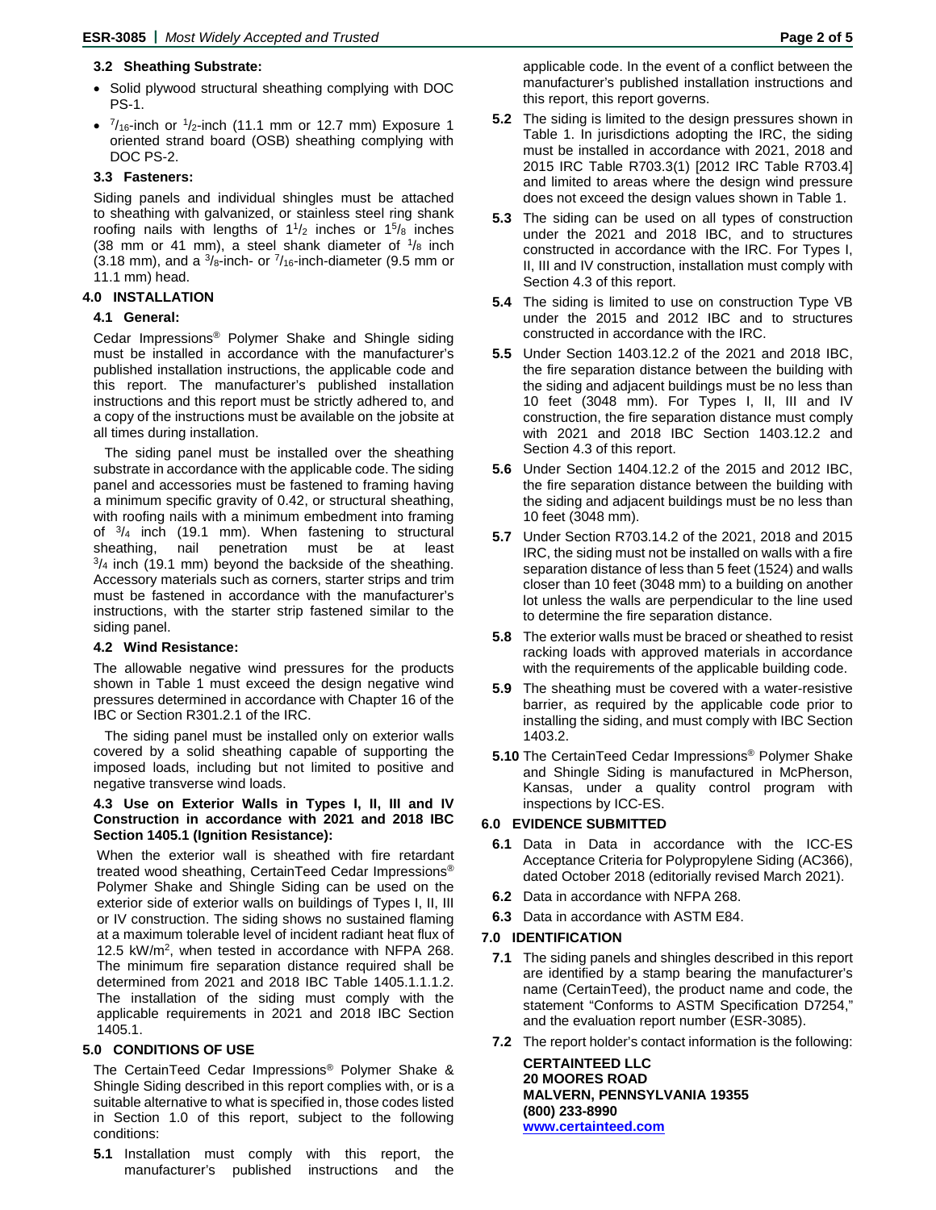### 3.2 Sheathing Substrate:

- Solid plywood structural sheathing complying with DOC PS-1.
- $^{7}/_{16}$-inch or $^{1}/_{2}$-inch (11.1 mm or 12.7 mm) Exposure 1 oriented strand board (OSB) sheathing complying with DOC PS-2.

### 3.3 Fasteners:

Siding panels and individual shingles must be attached to sheathing with galvanized, or stainless steel ring shank roofing nails with lengths of $1^{1}/_{2}$ inches or $1^{5}/_{8}$ inches (38 mm or 41 mm), a steel shank diameter of $^{1}/_{8}$ inch (3.18 mm), and a $^{3}/_{8}$-inch- or $^{7}/_{16}$-inch-diameter (9.5 mm or 11.1 mm) head.

## 4.0 INSTALLATION

### 4.1 General:

Cedar Impressions® Polymer Shake and Shingle siding must be installed in accordance with the manufacturer's published installation instructions, the applicable code and this report. The manufacturer's published installation instructions and this report must be strictly adhered to, and a copy of the instructions must be available on the jobsite at all times during installation.

The siding panel must be installed over the sheathing substrate in accordance with the applicable code. The siding panel and accessories must be fastened to framing having a minimum specific gravity of 0.42, or structural sheathing, with roofing nails with a minimum embedment into framing of $^{3}/_{4}$ inch (19.1 mm). When fastening to structural sheathing, nail penetration must be at least $^{3}/_{4}$ inch (19.1 mm) beyond the backside of the sheathing. Accessory materials such as corners, starter strips and trim must be fastened in accordance with the manufacturer's instructions, with the starter strip fastened similar to the siding panel.

### 4.2 Wind Resistance:

The allowable negative wind pressures for the products shown in Table 1 must exceed the design negative wind pressures determined in accordance with Chapter 16 of the IBC or Section R301.2.1 of the IRC.

The siding panel must be installed only on exterior walls covered by a solid sheathing capable of supporting the imposed loads, including but not limited to positive and negative transverse wind loads.

### 4.3 Use on Exterior Walls in Types I, II, III and IV Construction in accordance with 2021 and 2018 IBC Section 1405.1 (Ignition Resistance):

When the exterior wall is sheathed with fire retardant treated wood sheathing, CertainTeed Cedar Impressions® Polymer Shake and Shingle Siding can be used on the exterior side of exterior walls on buildings of Types I, II, III or IV construction. The siding shows no sustained flaming at a maximum tolerable level of incident radiant heat flux of 12.5 kW/m$^2$, when tested in accordance with NFPA 268. The minimum fire separation distance required shall be determined from 2021 and 2018 IBC Table 1405.1.1.1.2. The installation of the siding must comply with the applicable requirements in 2021 and 2018 IBC Section 1405.1.

## 5.0 CONDITIONS OF USE

The CertainTeed Cedar Impressions® Polymer Shake & Shingle Siding described in this report complies with, or is a suitable alternative to what is specified in, those codes listed in Section 1.0 of this report, subject to the following conditions:

**5.1** Installation must comply with this report, the manufacturer's published instructions and the applicable code. In the event of a conflict between the manufacturer's published installation instructions and this report, this report governs.

**5.2** The siding is limited to the design pressures shown in Table 1. In jurisdictions adopting the IRC, the siding must be installed in accordance with 2021, 2018 and 2015 IRC Table R703.3(1) [2012 IRC Table R703.4] and limited to areas where the design wind pressure does not exceed the design values shown in Table 1.

**5.3** The siding can be used on all types of construction under the 2021 and 2018 IBC, and to structures constructed in accordance with the IRC. For Types I, II, III and IV construction, installation must comply with Section 4.3 of this report.

**5.4** The siding is limited to use on construction Type VB under the 2015 and 2012 IBC and to structures constructed in accordance with the IRC.

**5.5** Under Section 1403.12.2 of the 2021 and 2018 IBC, the fire separation distance between the building with the siding and adjacent buildings must be no less than 10 feet (3048 mm). For Types I, II, III and IV construction, the fire separation distance must comply with 2021 and 2018 IBC Section 1403.12.2 and Section 4.3 of this report.

**5.6** Under Section 1404.12.2 of the 2015 and 2012 IBC, the fire separation distance between the building with the siding and adjacent buildings must be no less than 10 feet (3048 mm).

**5.7** Under Section R703.14.2 of the 2021, 2018 and 2015 IRC, the siding must not be installed on walls with a fire separation distance of less than 5 feet (1524) and walls closer than 10 feet (3048 mm) to a building on another lot unless the walls are perpendicular to the line used to determine the fire separation distance.

**5.8** The exterior walls must be braced or sheathed to resist racking loads with approved materials in accordance with the requirements of the applicable building code.

**5.9** The sheathing must be covered with a water-resistive barrier, as required by the applicable code prior to installing the siding, and must comply with IBC Section 1403.2.

**5.10** The CertainTeed Cedar Impressions® Polymer Shake and Shingle Siding is manufactured in McPherson, Kansas, under a quality control program with inspections by ICC-ES.

## 6.0 EVIDENCE SUBMITTED

**6.1** Data in Data in accordance with the ICC-ES Acceptance Criteria for Polypropylene Siding (AC366), dated October 2018 (editorially revised March 2021).

**6.2** Data in accordance with NFPA 268.

**6.3** Data in accordance with ASTM E84.

## 7.0 IDENTIFICATION

**7.1** The siding panels and shingles described in this report are identified by a stamp bearing the manufacturer's name (CertainTeed), the product name and code, the statement "Conforms to ASTM Specification D7254," and the evaluation report number (ESR-3085).

**7.2** The report holder's contact information is the following:

**CERTAINTEED LLC**
**20 MOORES ROAD**
**MALVERN, PENNSYLVANIA 19355**
**(800) 233-8990**
**www.certainteed.com**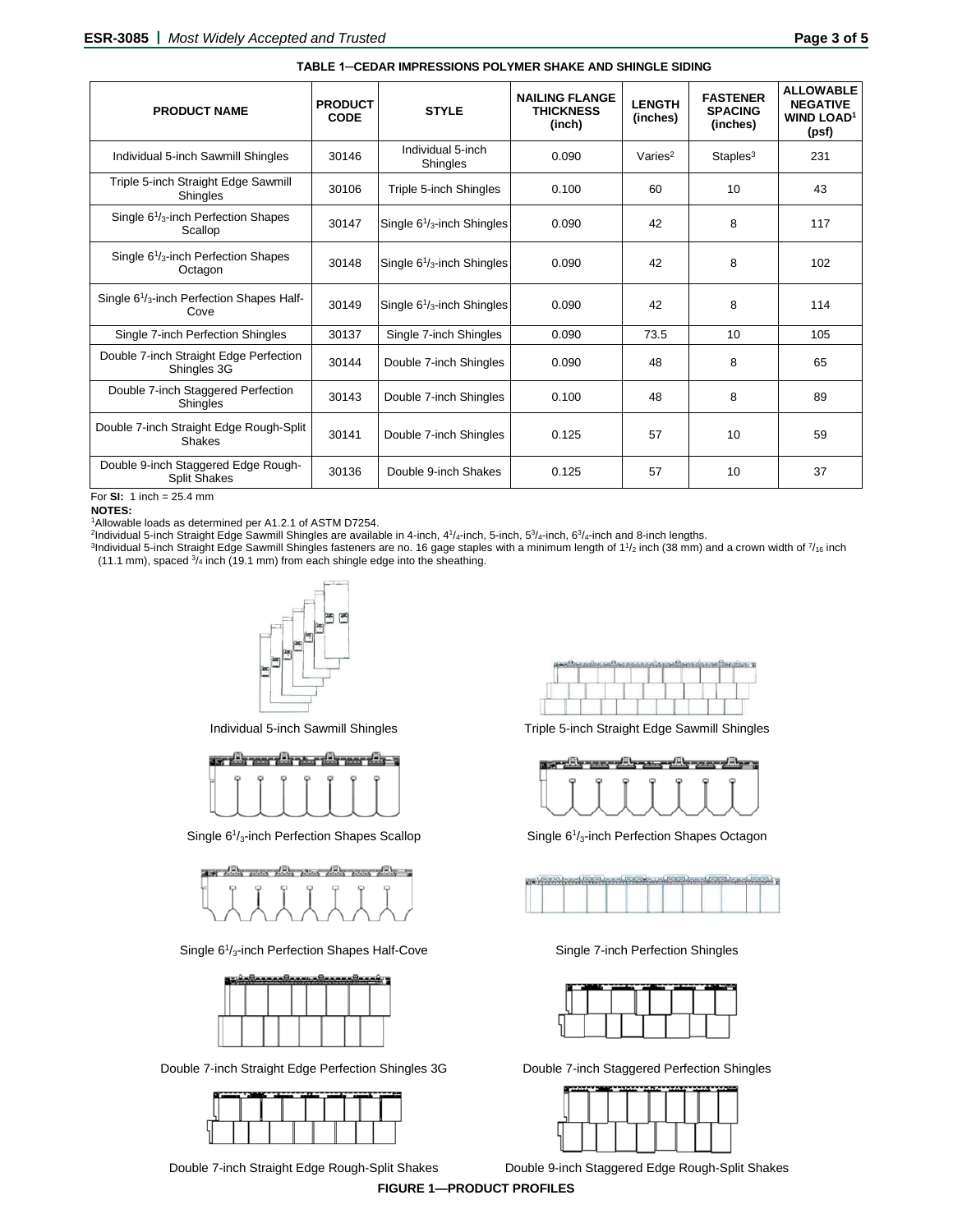**TABLE 1—CEDAR IMPRESSIONS POLYMER SHAKE AND SHINGLE SIDING**

| PRODUCT NAME | PRODUCT CODE | STYLE | NAILING FLANGE THICKNESS (inch) | LENGTH (inches) | FASTENER SPACING (inches) | ALLOWABLE NEGATIVE WIND LOAD[1] (psf) |
|---|---|---|---|---|---|---|
| Individual 5-inch Sawmill Shingles | 30146 | Individual 5-inch Shingles | 0.090 | Varies[2] | Staples[3] | 231 |
| Triple 5-inch Straight Edge Sawmill Shingles | 30106 | Triple 5-inch Shingles | 0.100 | 60 | 10 | 43 |
| Single 6 $^{1}/_{3}$-inch Perfection Shapes Scallop | 30147 | Single 6 $^{1}/_{3}$-inch Shingles | 0.090 | 42 | 8 | 117 |
| Single 6 $^{1}/_{3}$-inch Perfection Shapes Octagon | 30148 | Single 6 $^{1}/_{3}$-inch Shingles | 0.090 | 42 | 8 | 102 |
| Single 6 $^{1}/_{3}$-inch Perfection Shapes Half-Cove | 30149 | Single 6 $^{1}/_{3}$-inch Shingles | 0.090 | 42 | 8 | 114 |
| Single 7-inch Perfection Shingles | 30137 | Single 7-inch Shingles | 0.090 | 73.5 | 10 | 105 |
| Double 7-inch Straight Edge Perfection Shingles 3G | 30144 | Double 7-inch Shingles | 0.090 | 48 | 8 | 65 |
| Double 7-inch Staggered Perfection Shingles | 30143 | Double 7-inch Shingles | 0.100 | 48 | 8 | 89 |
| Double 7-inch Straight Edge Rough-Split Shakes | 30141 | Double 7-inch Shingles | 0.125 | 57 | 10 | 59 |
| Double 9-inch Staggered Edge Rough-Split Shakes | 30136 | Double 9-inch Shakes | 0.125 | 57 | 10 | 37 |

For **SI:** 1 inch = 25.4 mm

**NOTES:**

[1]Allowable loads as determined per A1.2.1 of ASTM D7254.

[2]Individual 5-inch Straight Edge Sawmill Shingles are available in 4-inch, 4 $^{1}/_{4}$-inch, 5-inch, 5 $^{3}/_{4}$-inch, 6 $^{3}/_{4}$-inch and 8-inch lengths.

[3]Individual 5-inch Straight Edge Sawmill Shingles fasteners are no. 16 gage staples with a minimum length of 1 $^{1}/_{2}$ inch (38 mm) and a crown width of $^{7}/_{16}$ inch (11.1 mm), spaced $^{3}/_{4}$ inch (19.1 mm) from each shingle edge into the sheathing.

Individual 5-inch Sawmill Shingles

Triple 5-inch Straight Edge Sawmill Shingles

Single 6 $^{1}/_{3}$-inch Perfection Shapes Scallop

Single 6 $^{1}/_{3}$-inch Perfection Shapes Octagon

Single 6 $^{1}/_{3}$-inch Perfection Shapes Half-Cove

Single 7-inch Perfection Shingles

Double 7-inch Straight Edge Perfection Shingles 3G

Double 7-inch Staggered Perfection Shingles

Double 7-inch Straight Edge Rough-Split Shakes

Double 9-inch Staggered Edge Rough-Split Shakes

**FIGURE 1—PRODUCT PROFILES**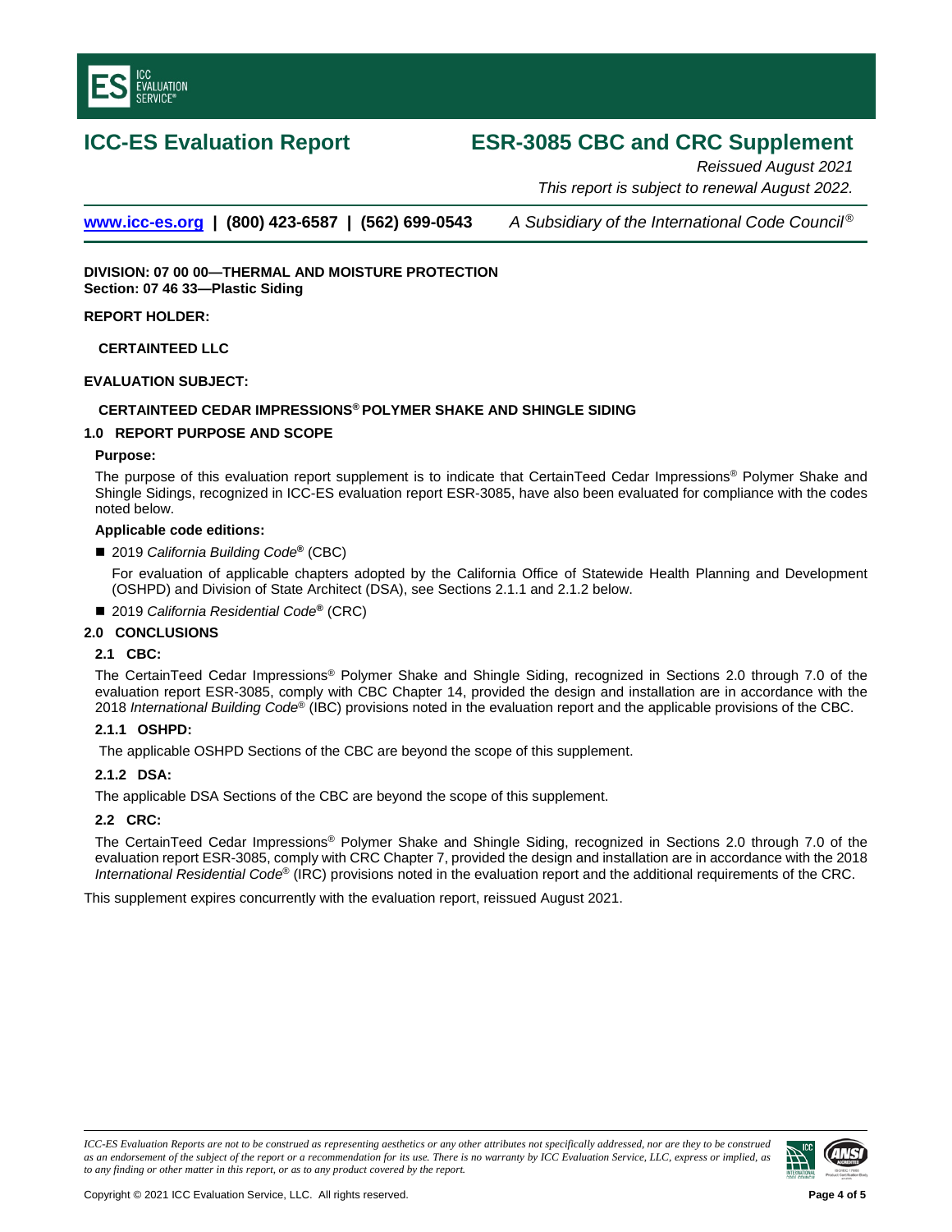# ICC-ES Evaluation Report

# ESR-3085 CBC and CRC Supplement

*Reissued August 2021*

*This report is subject to renewal August 2022.*

www.icc-es.org | (800) 423-6587 | (562) 699-0543 *A Subsidiary of the International Code Council®*

**DIVISION: 07 00 00—THERMAL AND MOISTURE PROTECTION**
**Section: 07 46 33—Plastic Siding**

**REPORT HOLDER:**

**CERTAINTEED LLC**

**EVALUATION SUBJECT:**

**CERTAINTEED CEDAR IMPRESSIONS® POLYMER SHAKE AND SHINGLE SIDING**

## 1.0 REPORT PURPOSE AND SCOPE

**Purpose:**

The purpose of this evaluation report supplement is to indicate that CertainTeed Cedar Impressions® Polymer Shake and Shingle Sidings, recognized in ICC-ES evaluation report ESR-3085, have also been evaluated for compliance with the codes noted below.

**Applicable code editions:**

- 2019 *California Building Code®* (CBC)

  For evaluation of applicable chapters adopted by the California Office of Statewide Health Planning and Development (OSHPD) and Division of State Architect (DSA), see Sections 2.1.1 and 2.1.2 below.

- 2019 *California Residential Code®* (CRC)

## 2.0 CONCLUSIONS

### 2.1 CBC:

The CertainTeed Cedar Impressions® Polymer Shake and Shingle Siding, recognized in Sections 2.0 through 7.0 of the evaluation report ESR-3085, comply with CBC Chapter 14, provided the design and installation are in accordance with the 2018 *International Building Code®* (IBC) provisions noted in the evaluation report and the applicable provisions of the CBC.

#### 2.1.1 OSHPD:

The applicable OSHPD Sections of the CBC are beyond the scope of this supplement.

#### 2.1.2 DSA:

The applicable DSA Sections of the CBC are beyond the scope of this supplement.

### 2.2 CRC:

The CertainTeed Cedar Impressions® Polymer Shake and Shingle Siding, recognized in Sections 2.0 through 7.0 of the evaluation report ESR-3085, comply with CRC Chapter 7, provided the design and installation are in accordance with the 2018 *International Residential Code®* (IRC) provisions noted in the evaluation report and the additional requirements of the CRC.

This supplement expires concurrently with the evaluation report, reissued August 2021.

*ICC-ES Evaluation Reports are not to be construed as representing aesthetics or any other attributes not specifically addressed, nor are they to be construed as an endorsement of the subject of the report or a recommendation for its use. There is no warranty by ICC Evaluation Service, LLC, express or implied, as to any finding or other matter in this report, or as to any product covered by the report.*

Copyright © 2021 ICC Evaluation Service, LLC. All rights reserved.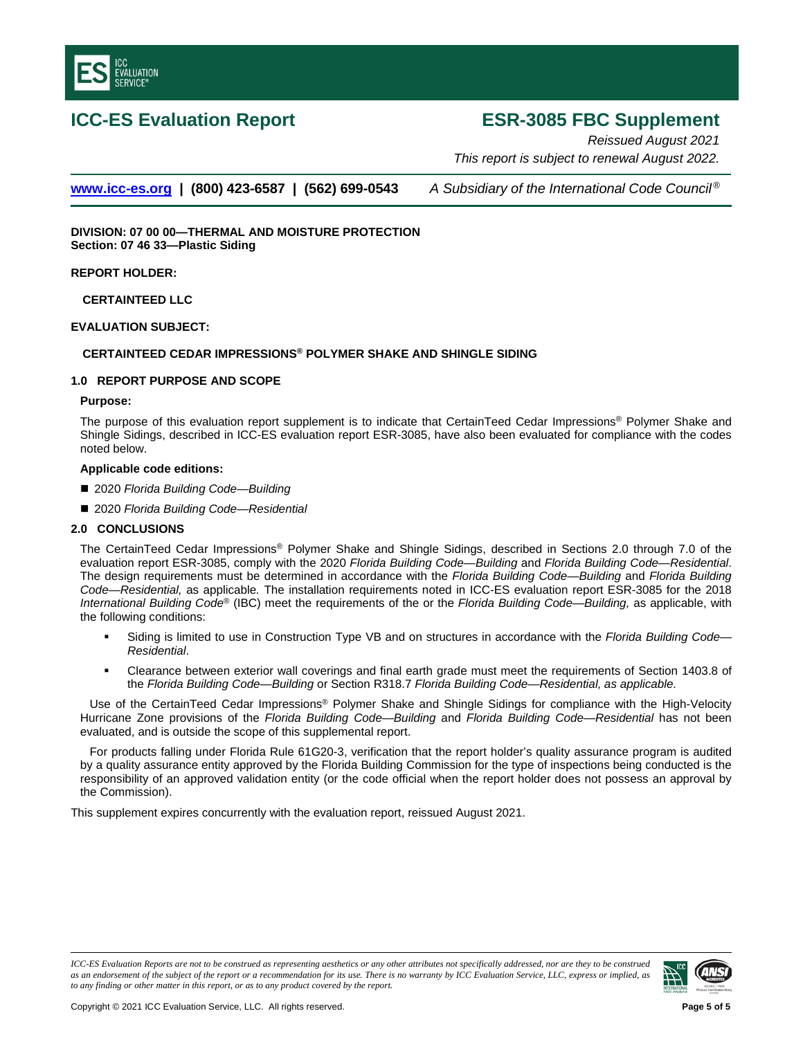# ICC-ES Evaluation Report

# ESR-3085 FBC Supplement

*Reissued August 2021*

*This report is subject to renewal August 2022.*

www.icc-es.org | (800) 423-6587 | (562) 699-0543 *A Subsidiary of the International Code Council®*

**DIVISION: 07 00 00—THERMAL AND MOISTURE PROTECTION**
**Section: 07 46 33—Plastic Siding**

**REPORT HOLDER:**

**CERTAINTEED LLC**

**EVALUATION SUBJECT:**

**CERTAINTEED CEDAR IMPRESSIONS® POLYMER SHAKE AND SHINGLE SIDING**

## 1.0 REPORT PURPOSE AND SCOPE

**Purpose:**

The purpose of this evaluation report supplement is to indicate that CertainTeed Cedar Impressions® Polymer Shake and Shingle Sidings, described in ICC-ES evaluation report ESR-3085, have also been evaluated for compliance with the codes noted below.

**Applicable code editions:**

- 2020 *Florida Building Code—Building*
- 2020 *Florida Building Code—Residential*

## 2.0 CONCLUSIONS

The CertainTeed Cedar Impressions® Polymer Shake and Shingle Sidings, described in Sections 2.0 through 7.0 of the evaluation report ESR-3085, comply with the 2020 *Florida Building Code—Building* and *Florida Building Code—Residential*. The design requirements must be determined in accordance with the *Florida Building Code—Building* and *Florida Building Code—Residential,* as applicable. The installation requirements noted in ICC-ES evaluation report ESR-3085 for the 2018 *International Building Code*® (IBC) meet the requirements of the or the *Florida Building Code—Building,* as applicable, with the following conditions:

- Siding is limited to use in Construction Type VB and on structures in accordance with the *Florida Building Code—Residential*.
- Clearance between exterior wall coverings and final earth grade must meet the requirements of Section 1403.8 of the *Florida Building Code—Building* or Section R318.7 *Florida Building Code—Residential, as applicable.*

Use of the CertainTeed Cedar Impressions® Polymer Shake and Shingle Sidings for compliance with the High-Velocity Hurricane Zone provisions of the *Florida Building Code—Building* and *Florida Building Code—Residential* has not been evaluated, and is outside the scope of this supplemental report.

For products falling under Florida Rule 61G20-3, verification that the report holder's quality assurance program is audited by a quality assurance entity approved by the Florida Building Commission for the type of inspections being conducted is the responsibility of an approved validation entity (or the code official when the report holder does not possess an approval by the Commission).

This supplement expires concurrently with the evaluation report, reissued August 2021.

*ICC-ES Evaluation Reports are not to be construed as representing aesthetics or any other attributes not specifically addressed, nor are they to be construed as an endorsement of the subject of the report or a recommendation for its use. There is no warranty by ICC Evaluation Service, LLC, express or implied, as to any finding or other matter in this report, or as to any product covered by the report.*

Copyright © 2021 ICC Evaluation Service, LLC. All rights reserved.